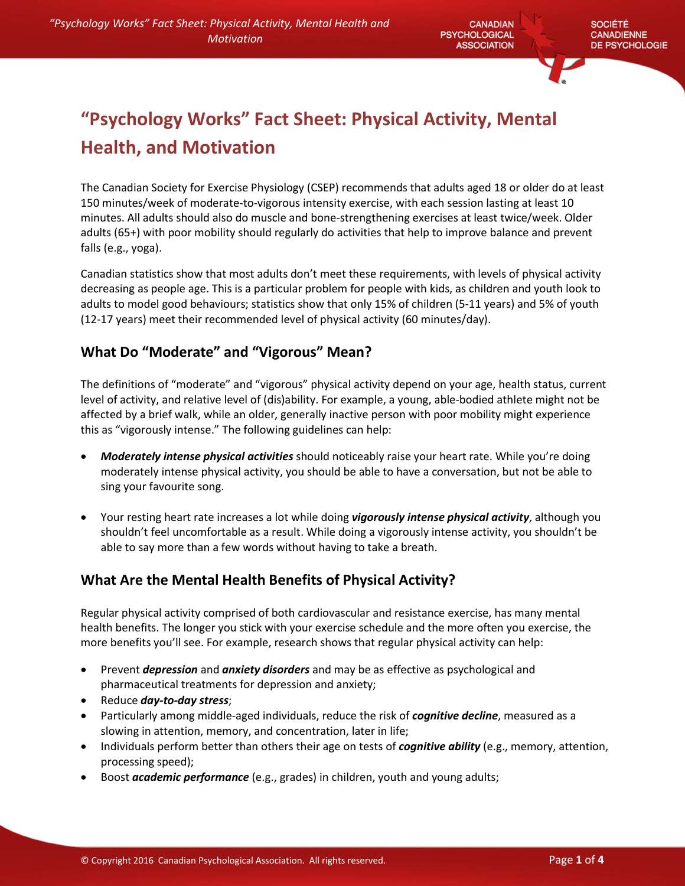# “Psychology Works” Fact Sheet: Physical Activity, Mental Health, and Motivation

The Canadian Society for Exercise Physiology (CSEP) recommends that adults aged 18 or older do at least 150 minutes/week of moderate-to-vigorous intensity exercise, with each session lasting at least 10 minutes. All adults should also do muscle and bone-strengthening exercises at least twice/week. Older adults (65+) with poor mobility should regularly do activities that help to improve balance and prevent falls (e.g., yoga).

Canadian statistics show that most adults don’t meet these requirements, with levels of physical activity decreasing as people age. This is a particular problem for people with kids, as children and youth look to adults to model good behaviours; statistics show that only 15% of children (5-11 years) and 5% of youth (12-17 years) meet their recommended level of physical activity (60 minutes/day).

## What Do “Moderate” and “Vigorous” Mean?

The definitions of “moderate” and “vigorous” physical activity depend on your age, health status, current level of activity, and relative level of (dis)ability. For example, a young, able-bodied athlete might not be affected by a brief walk, while an older, generally inactive person with poor mobility might experience this as “vigorously intense.” The following guidelines can help:

- ***Moderately intense physical activities*** should noticeably raise your heart rate. While you’re doing moderately intense physical activity, you should be able to have a conversation, but not be able to sing your favourite song.
- Your resting heart rate increases a lot while doing ***vigorously intense physical activity***, although you shouldn’t feel uncomfortable as a result. While doing a vigorously intense activity, you shouldn’t be able to say more than a few words without having to take a breath.

## What Are the Mental Health Benefits of Physical Activity?

Regular physical activity comprised of both cardiovascular and resistance exercise, has many mental health benefits. The longer you stick with your exercise schedule and the more often you exercise, the more benefits you’ll see. For example, research shows that regular physical activity can help:

- Prevent ***depression*** and ***anxiety disorders*** and may be as effective as psychological and pharmaceutical treatments for depression and anxiety;
- Reduce ***day-to-day stress***;
- Particularly among middle-aged individuals, reduce the risk of ***cognitive decline***, measured as a slowing in attention, memory, and concentration, later in life;
- Individuals perform better than others their age on tests of ***cognitive ability*** (e.g., memory, attention, processing speed);
- Boost ***academic performance*** (e.g., grades) in children, youth and young adults;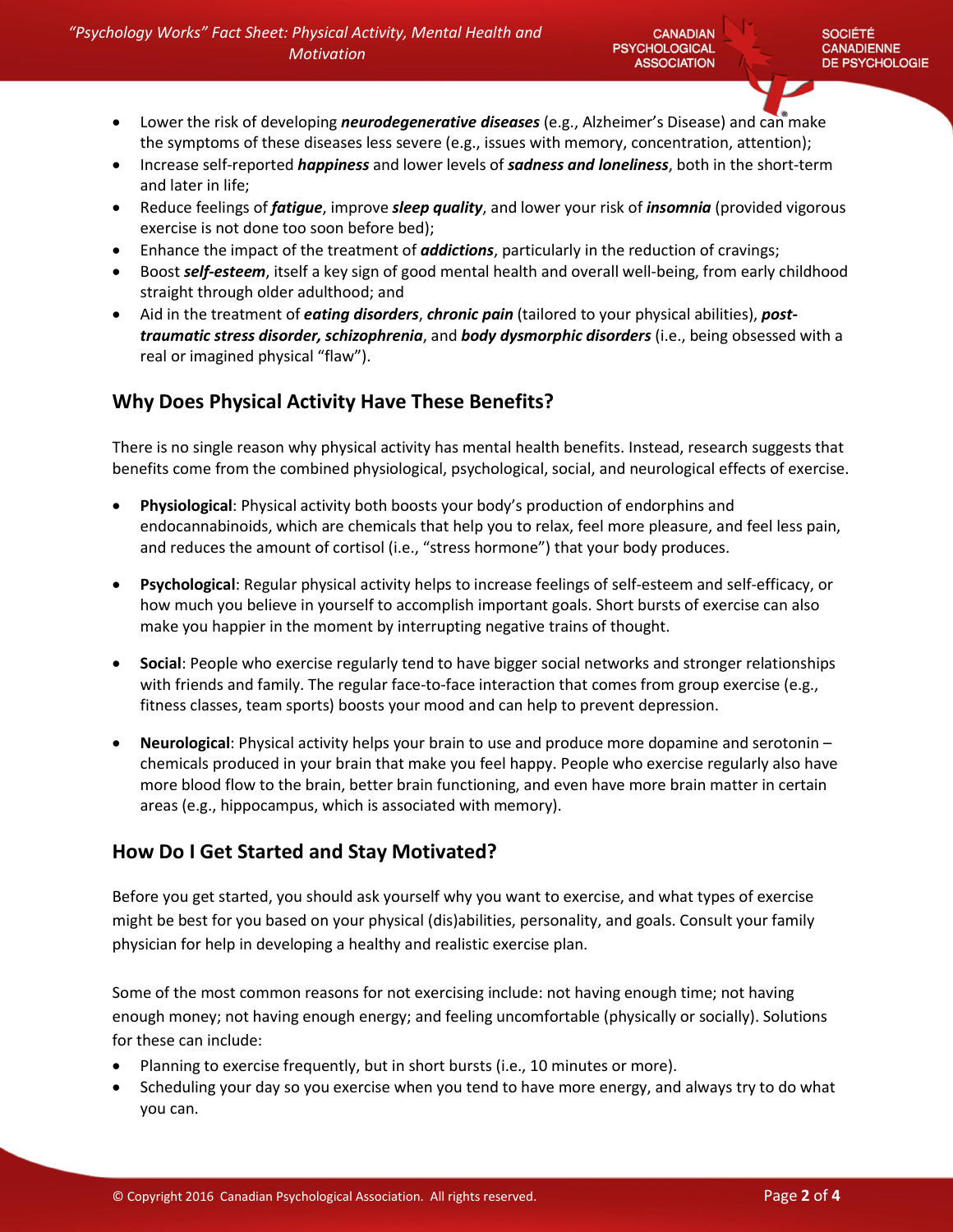- Lower the risk of developing ***neurodegenerative diseases*** (e.g., Alzheimer's Disease) and can make the symptoms of these diseases less severe (e.g., issues with memory, concentration, attention);
- Increase self-reported ***happiness*** and lower levels of ***sadness and loneliness***, both in the short-term and later in life;
- Reduce feelings of ***fatigue***, improve ***sleep quality***, and lower your risk of ***insomnia*** (provided vigorous exercise is not done too soon before bed);
- Enhance the impact of the treatment of ***addictions***, particularly in the reduction of cravings;
- Boost ***self-esteem***, itself a key sign of good mental health and overall well-being, from early childhood straight through older adulthood; and
- Aid in the treatment of ***eating disorders***, ***chronic pain*** (tailored to your physical abilities), ***post-traumatic stress disorder, schizophrenia***, and ***body dysmorphic disorders*** (i.e., being obsessed with a real or imagined physical "flaw").

## Why Does Physical Activity Have These Benefits?

There is no single reason why physical activity has mental health benefits. Instead, research suggests that benefits come from the combined physiological, psychological, social, and neurological effects of exercise.

- **Physiological**: Physical activity both boosts your body's production of endorphins and endocannabinoids, which are chemicals that help you to relax, feel more pleasure, and feel less pain, and reduces the amount of cortisol (i.e., "stress hormone") that your body produces.

- **Psychological**: Regular physical activity helps to increase feelings of self-esteem and self-efficacy, or how much you believe in yourself to accomplish important goals. Short bursts of exercise can also make you happier in the moment by interrupting negative trains of thought.

- **Social**: People who exercise regularly tend to have bigger social networks and stronger relationships with friends and family. The regular face-to-face interaction that comes from group exercise (e.g., fitness classes, team sports) boosts your mood and can help to prevent depression.

- **Neurological**: Physical activity helps your brain to use and produce more dopamine and serotonin – chemicals produced in your brain that make you feel happy. People who exercise regularly also have more blood flow to the brain, better brain functioning, and even have more brain matter in certain areas (e.g., hippocampus, which is associated with memory).

## How Do I Get Started and Stay Motivated?

Before you get started, you should ask yourself why you want to exercise, and what types of exercise might be best for you based on your physical (dis)abilities, personality, and goals. Consult your family physician for help in developing a healthy and realistic exercise plan.

Some of the most common reasons for not exercising include: not having enough time; not having enough money; not having enough energy; and feeling uncomfortable (physically or socially). Solutions for these can include:

- Planning to exercise frequently, but in short bursts (i.e., 10 minutes or more).
- Scheduling your day so you exercise when you tend to have more energy, and always try to do what you can.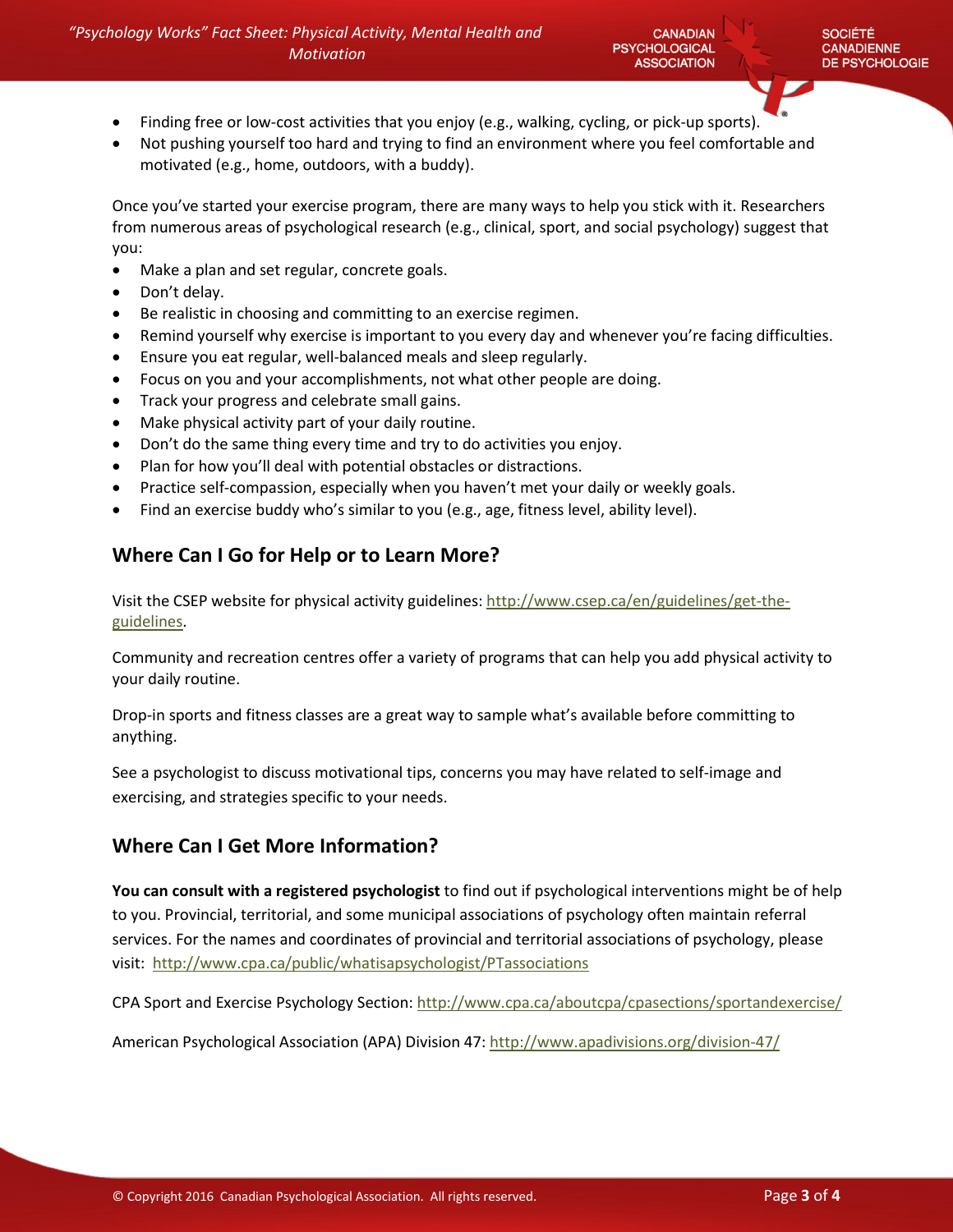- Finding free or low-cost activities that you enjoy (e.g., walking, cycling, or pick-up sports).
- Not pushing yourself too hard and trying to find an environment where you feel comfortable and motivated (e.g., home, outdoors, with a buddy).

Once you've started your exercise program, there are many ways to help you stick with it. Researchers from numerous areas of psychological research (e.g., clinical, sport, and social psychology) suggest that you:

- Make a plan and set regular, concrete goals.
- Don't delay.
- Be realistic in choosing and committing to an exercise regimen.
- Remind yourself why exercise is important to you every day and whenever you're facing difficulties.
- Ensure you eat regular, well-balanced meals and sleep regularly.
- Focus on you and your accomplishments, not what other people are doing.
- Track your progress and celebrate small gains.
- Make physical activity part of your daily routine.
- Don't do the same thing every time and try to do activities you enjoy.
- Plan for how you'll deal with potential obstacles or distractions.
- Practice self-compassion, especially when you haven't met your daily or weekly goals.
- Find an exercise buddy who's similar to you (e.g., age, fitness level, ability level).

## Where Can I Go for Help or to Learn More?

Visit the CSEP website for physical activity guidelines: http://www.csep.ca/en/guidelines/get-the-guidelines.

Community and recreation centres offer a variety of programs that can help you add physical activity to your daily routine.

Drop-in sports and fitness classes are a great way to sample what's available before committing to anything.

See a psychologist to discuss motivational tips, concerns you may have related to self-image and exercising, and strategies specific to your needs.

## Where Can I Get More Information?

**You can consult with a registered psychologist** to find out if psychological interventions might be of help to you. Provincial, territorial, and some municipal associations of psychology often maintain referral services. For the names and coordinates of provincial and territorial associations of psychology, please visit: http://www.cpa.ca/public/whatisapsychologist/PTassociations

CPA Sport and Exercise Psychology Section: http://www.cpa.ca/aboutcpa/cpasections/sportandexercise/

American Psychological Association (APA) Division 47: http://www.apadivisions.org/division-47/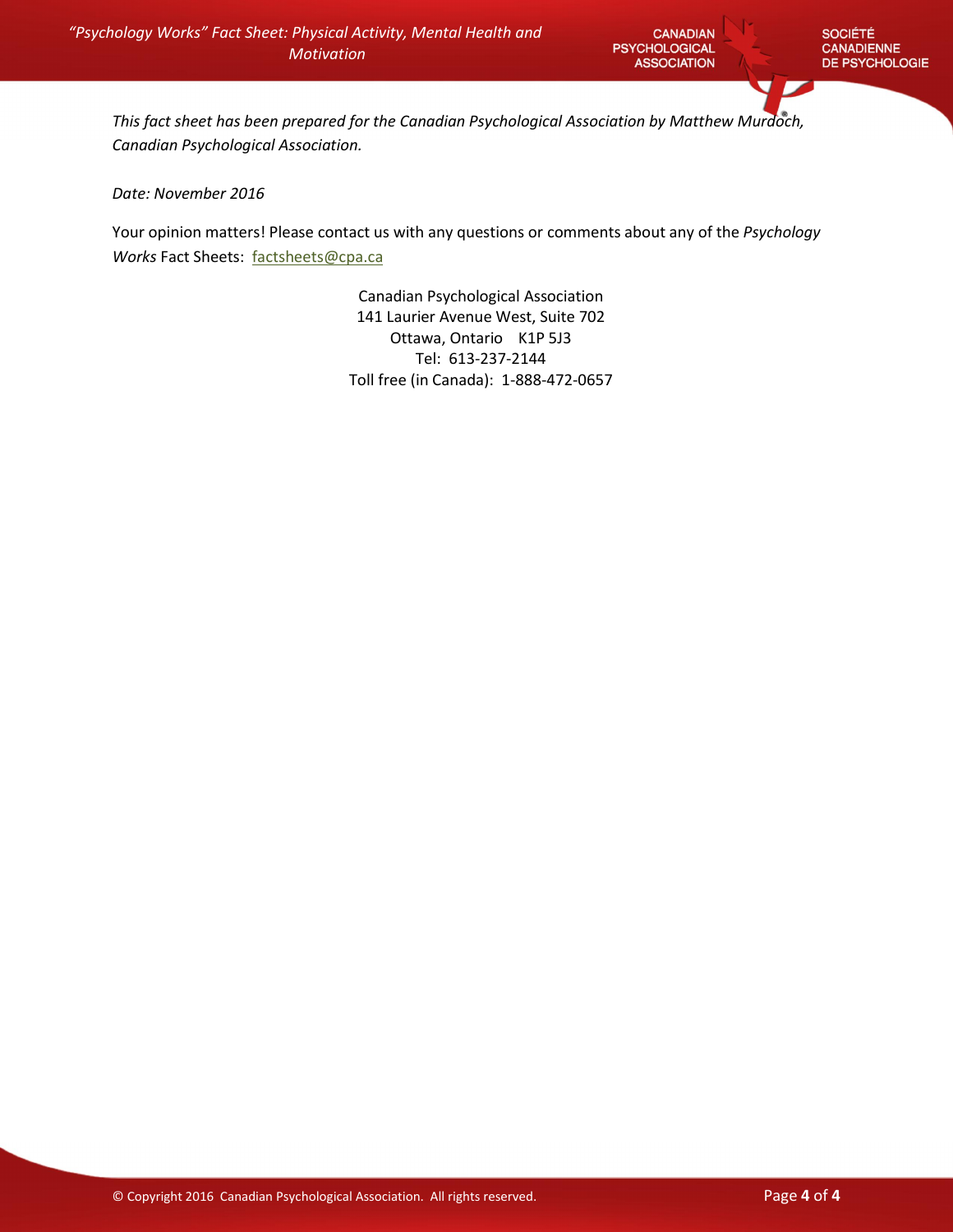*This fact sheet has been prepared for the Canadian Psychological Association by Matthew Murdoch, Canadian Psychological Association.*

*Date: November 2016*

Your opinion matters! Please contact us with any questions or comments about any of the *Psychology Works* Fact Sheets: factsheets@cpa.ca

Canadian Psychological Association  
141 Laurier Avenue West, Suite 702  
Ottawa, Ontario K1P 5J3  
Tel: 613-237-2144  
Toll free (in Canada): 1-888-472-0657

© Copyright 2016 Canadian Psychological Association. All rights reserved.